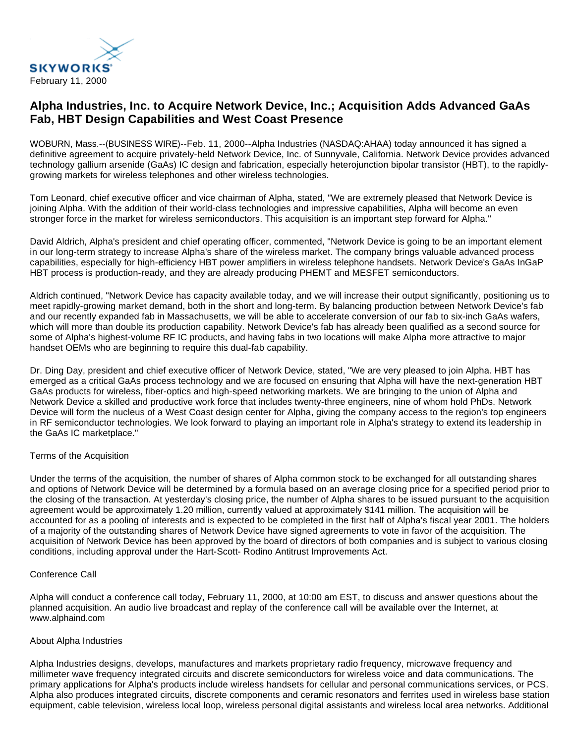SKYWORKS

February 11, 2000

# Alpha Industries, Inc. to Acquire Network Device, Inc.; Acquisition Adds Advanced GaAs Fab, HBT Design Capabilities and West Coast Presence

WOBURN, Mass.--(BUSINESS WIRE)--Feb. 11, 2000--Alpha Industries (NASDAQ:AHAA) today announced it has signed a definitive agreement to acquire privately-held Network Device, Inc. of Sunnyvale, California. Network Device provides advanced technology gallium arsenide (GaAs) IC design and fabrication, especially heterojunction bipolar transistor (HBT), to the rapidly-growing markets for wireless telephones and other wireless technologies.

Tom Leonard, chief executive officer and vice chairman of Alpha, stated, "We are extremely pleased that Network Device is joining Alpha. With the addition of their world-class technologies and impressive capabilities, Alpha will become an even stronger force in the market for wireless semiconductors. This acquisition is an important step forward for Alpha."

David Aldrich, Alpha's president and chief operating officer, commented, "Network Device is going to be an important element in our long-term strategy to increase Alpha's share of the wireless market. The company brings valuable advanced process capabilities, especially for high-efficiency HBT power amplifiers in wireless telephone handsets. Network Device's GaAs InGaP HBT process is production-ready, and they are already producing PHEMT and MESFET semiconductors.

Aldrich continued, "Network Device has capacity available today, and we will increase their output significantly, positioning us to meet rapidly-growing market demand, both in the short and long-term. By balancing production between Network Device's fab and our recently expanded fab in Massachusetts, we will be able to accelerate conversion of our fab to six-inch GaAs wafers, which will more than double its production capability. Network Device's fab has already been qualified as a second source for some of Alpha's highest-volume RF IC products, and having fabs in two locations will make Alpha more attractive to major handset OEMs who are beginning to require this dual-fab capability.

Dr. Ding Day, president and chief executive officer of Network Device, stated, "We are very pleased to join Alpha. HBT has emerged as a critical GaAs process technology and we are focused on ensuring that Alpha will have the next-generation HBT GaAs products for wireless, fiber-optics and high-speed networking markets. We are bringing to the union of Alpha and Network Device a skilled and productive work force that includes twenty-three engineers, nine of whom hold PhDs. Network Device will form the nucleus of a West Coast design center for Alpha, giving the company access to the region's top engineers in RF semiconductor technologies. We look forward to playing an important role in Alpha's strategy to extend its leadership in the GaAs IC marketplace."

Terms of the Acquisition

Under the terms of the acquisition, the number of shares of Alpha common stock to be exchanged for all outstanding shares and options of Network Device will be determined by a formula based on an average closing price for a specified period prior to the closing of the transaction. At yesterday's closing price, the number of Alpha shares to be issued pursuant to the acquisition agreement would be approximately 1.20 million, currently valued at approximately $141 million. The acquisition will be accounted for as a pooling of interests and is expected to be completed in the first half of Alpha's fiscal year 2001. The holders of a majority of the outstanding shares of Network Device have signed agreements to vote in favor of the acquisition. The acquisition of Network Device has been approved by the board of directors of both companies and is subject to various closing conditions, including approval under the Hart-Scott- Rodino Antitrust Improvements Act.

Conference Call

Alpha will conduct a conference call today, February 11, 2000, at 10:00 am EST, to discuss and answer questions about the planned acquisition. An audio live broadcast and replay of the conference call will be available over the Internet, at www.alphaind.com

About Alpha Industries

Alpha Industries designs, develops, manufactures and markets proprietary radio frequency, microwave frequency and millimeter wave frequency integrated circuits and discrete semiconductors for wireless voice and data communications. The primary applications for Alpha's products include wireless handsets for cellular and personal communications services, or PCS. Alpha also produces integrated circuits, discrete components and ceramic resonators and ferrites used in wireless base station equipment, cable television, wireless local loop, wireless personal digital assistants and wireless local area networks. Additional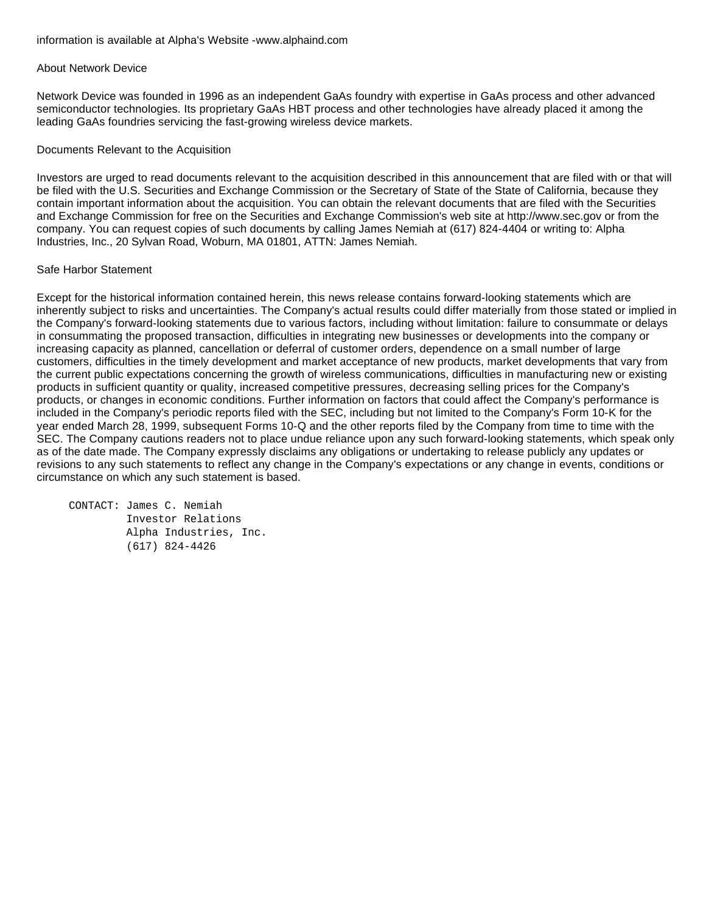information is available at Alpha's Website -www.alphaind.com

About Network Device

Network Device was founded in 1996 as an independent GaAs foundry with expertise in GaAs process and other advanced semiconductor technologies. Its proprietary GaAs HBT process and other technologies have already placed it among the leading GaAs foundries servicing the fast-growing wireless device markets.

Documents Relevant to the Acquisition

Investors are urged to read documents relevant to the acquisition described in this announcement that are filed with or that will be filed with the U.S. Securities and Exchange Commission or the Secretary of State of the State of California, because they contain important information about the acquisition. You can obtain the relevant documents that are filed with the Securities and Exchange Commission for free on the Securities and Exchange Commission's web site at http://www.sec.gov or from the company. You can request copies of such documents by calling James Nemiah at (617) 824-4404 or writing to: Alpha Industries, Inc., 20 Sylvan Road, Woburn, MA 01801, ATTN: James Nemiah.

Safe Harbor Statement

Except for the historical information contained herein, this news release contains forward-looking statements which are inherently subject to risks and uncertainties. The Company's actual results could differ materially from those stated or implied in the Company's forward-looking statements due to various factors, including without limitation: failure to consummate or delays in consummating the proposed transaction, difficulties in integrating new businesses or developments into the company or increasing capacity as planned, cancellation or deferral of customer orders, dependence on a small number of large customers, difficulties in the timely development and market acceptance of new products, market developments that vary from the current public expectations concerning the growth of wireless communications, difficulties in manufacturing new or existing products in sufficient quantity or quality, increased competitive pressures, decreasing selling prices for the Company's products, or changes in economic conditions. Further information on factors that could affect the Company's performance is included in the Company's periodic reports filed with the SEC, including but not limited to the Company's Form 10-K for the year ended March 28, 1999, subsequent Forms 10-Q and the other reports filed by the Company from time to time with the SEC. The Company cautions readers not to place undue reliance upon any such forward-looking statements, which speak only as of the date made. The Company expressly disclaims any obligations or undertaking to release publicly any updates or revisions to any such statements to reflect any change in the Company's expectations or any change in events, conditions or circumstance on which any such statement is based.

```
CONTACT: James C. Nemiah
         Investor Relations
         Alpha Industries, Inc.
         (617) 824-4426
```